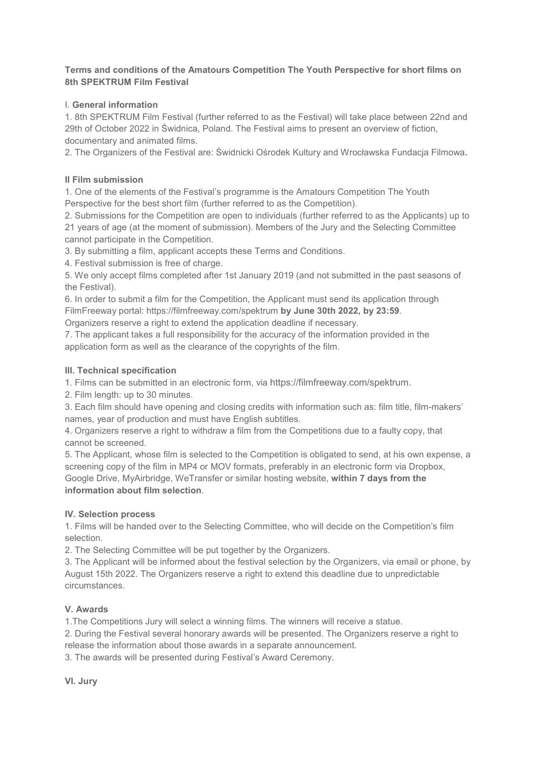**Terms and conditions of the Amatours Competition The Youth Perspective for short films on 8th SPEKTRUM Film Festival**

I. **General information**

1. 8th SPEKTRUM Film Festival (further referred to as the Festival) will take place between 22nd and 29th of October 2022 in Świdnica, Poland. The Festival aims to present an overview of fiction, documentary and animated films.
2. The Organizers of the Festival are: Świdnicki Ośrodek Kultury and Wrocławska Fundacja Filmowa**.**

**II Film submission**

1. One of the elements of the Festival's programme is the Amatours Competition The Youth Perspective for the best short film (further referred to as the Competition).
2. Submissions for the Competition are open to individuals (further referred to as the Applicants) up to 21 years of age (at the moment of submission). Members of the Jury and the Selecting Committee cannot participate in the Competition.
3. By submitting a film, applicant accepts these Terms and Conditions.
4. Festival submission is free of charge.
5. We only accept films completed after 1st January 2019 (and not submitted in the past seasons of the Festival).
6. In order to submit a film for the Competition, the Applicant must send its application through FilmFreeway portal: https://filmfreeway.com/spektrum **by June 30th 2022, by 23:59**. Organizers reserve a right to extend the application deadline if necessary.
7. The applicant takes a full responsibility for the accuracy of the information provided in the application form as well as the clearance of the copyrights of the film.

**III. Technical specification**

1. Films can be submitted in an electronic form, via https://filmfreeway.com/spektrum.
2. Film length: up to 30 minutes.
3. Each film should have opening and closing credits with information such as: film title, film-makers' names, year of production and must have English subtitles.
4. Organizers reserve a right to withdraw a film from the Competitions due to a faulty copy, that cannot be screened.
5. The Applicant, whose film is selected to the Competition is obligated to send, at his own expense, a screening copy of the film in MP4 or MOV formats, preferably in an electronic form via Dropbox, Google Drive, MyAirbridge, WeTransfer or similar hosting website, **within 7 days from the information about film selection**.

**IV. Selection process**

1. Films will be handed over to the Selecting Committee, who will decide on the Competition's film selection.
2. The Selecting Committee will be put together by the Organizers.
3. The Applicant will be informed about the festival selection by the Organizers, via email or phone, by August 15th 2022. The Organizers reserve a right to extend this deadline due to unpredictable circumstances.

**V. Awards**

1. The Competitions Jury will select a winning films. The winners will receive a statue.
2. During the Festival several honorary awards will be presented. The Organizers reserve a right to release the information about those awards in a separate announcement.
3. The awards will be presented during Festival's Award Ceremony.

**VI. Jury**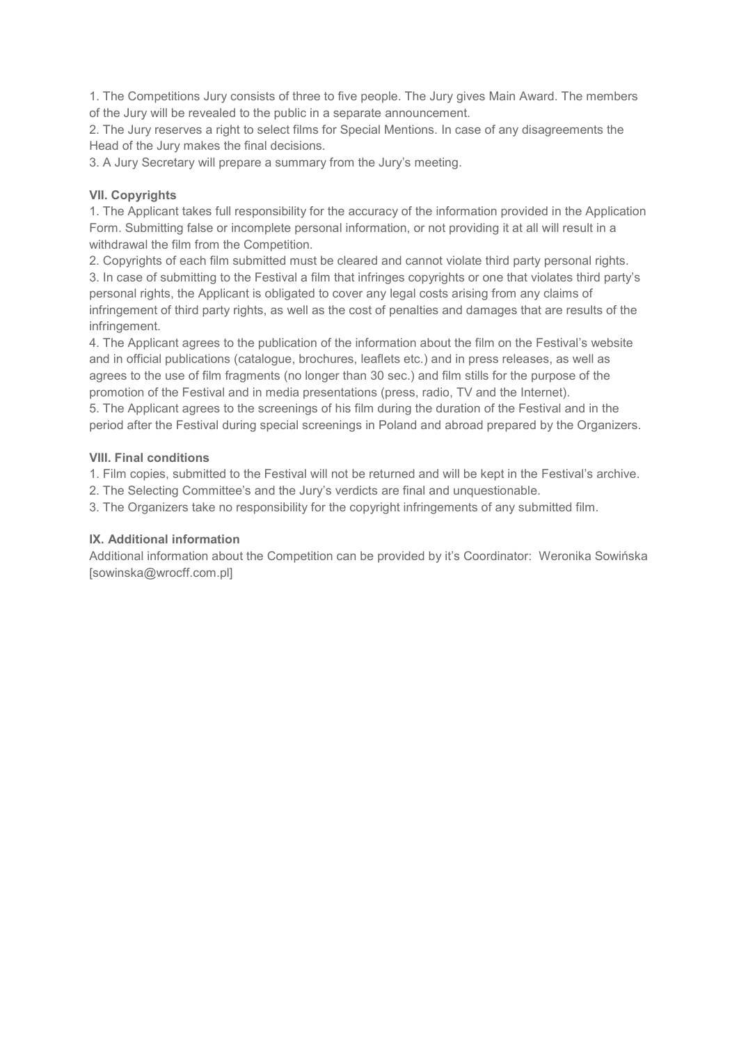1. The Competitions Jury consists of three to five people. The Jury gives Main Award. The members of the Jury will be revealed to the public in a separate announcement.
2. The Jury reserves a right to select films for Special Mentions. In case of any disagreements the Head of the Jury makes the final decisions.
3. A Jury Secretary will prepare a summary from the Jury's meeting.

**VII. Copyrights**

1. The Applicant takes full responsibility for the accuracy of the information provided in the Application Form. Submitting false or incomplete personal information, or not providing it at all will result in a withdrawal the film from the Competition.
2. Copyrights of each film submitted must be cleared and cannot violate third party personal rights.
3. In case of submitting to the Festival a film that infringes copyrights or one that violates third party's personal rights, the Applicant is obligated to cover any legal costs arising from any claims of infringement of third party rights, as well as the cost of penalties and damages that are results of the infringement.
4. The Applicant agrees to the publication of the information about the film on the Festival's website and in official publications (catalogue, brochures, leaflets etc.) and in press releases, as well as agrees to the use of film fragments (no longer than 30 sec.) and film stills for the purpose of the promotion of the Festival and in media presentations (press, radio, TV and the Internet).
5. The Applicant agrees to the screenings of his film during the duration of the Festival and in the period after the Festival during special screenings in Poland and abroad prepared by the Organizers.

**VIII. Final conditions**

1. Film copies, submitted to the Festival will not be returned and will be kept in the Festival's archive.
2. The Selecting Committee's and the Jury's verdicts are final and unquestionable.
3. The Organizers take no responsibility for the copyright infringements of any submitted film.

**IX. Additional information**

Additional information about the Competition can be provided by it's Coordinator: Weronika Sowińska [sowinska@wrocff.com.pl]